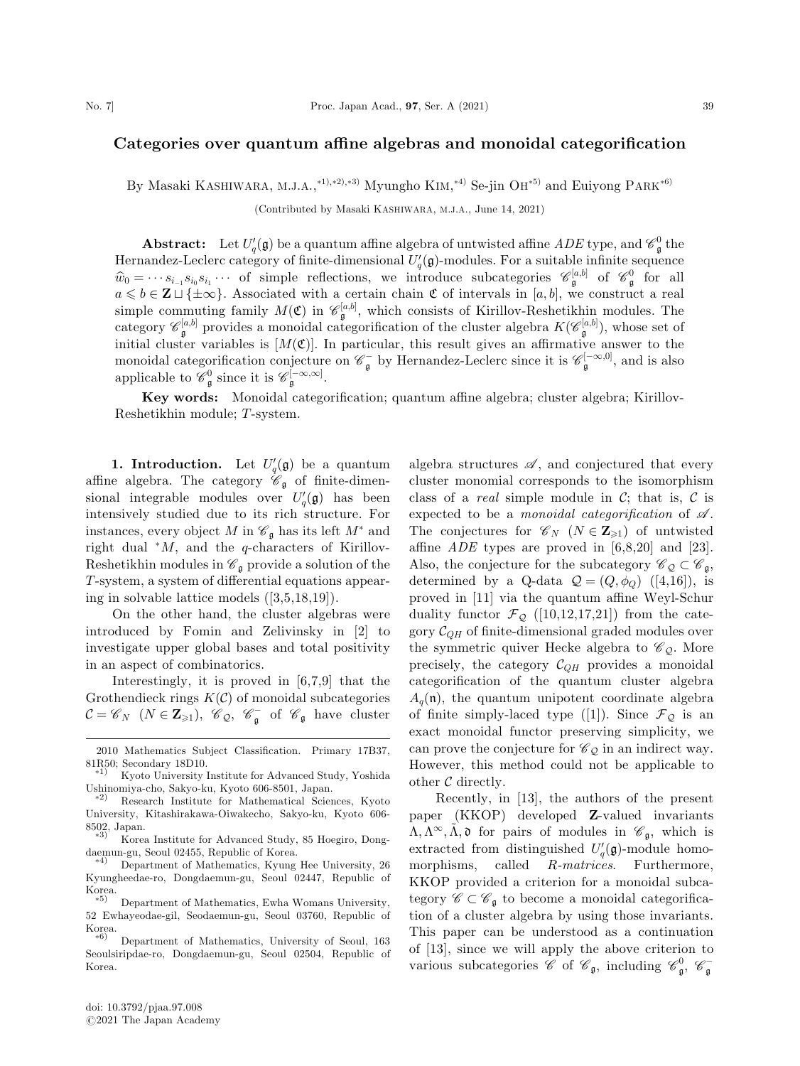# Categories over quantum affine algebras and monoidal categorification

By Masaki KASHIWARA, M.J.A.,[*1),*2),*3)] Myungho KIM,[*4)] Se-jin OH[*5)] and Euiyong PARK[*6)]

(Contributed by Masaki KASHIWARA, M.J.A., June 14, 2021)

**Abstract:** Let $U_q'(\mathfrak{g})$ be a quantum affine algebra of untwisted affine $ADE$ type, and $\mathscr{C}_{\mathfrak{g}}^0$ the Hernandez-Leclerc category of finite-dimensional $U_q'(\mathfrak{g})$-modules. For a suitable infinite sequence $\widehat{w}_0 = \cdots s_{i_{-1}} s_{i_0} s_{i_1} \cdots$ of simple reflections, we introduce subcategories $\mathscr{C}_{\mathfrak{g}}^{[a,b]}$ of $\mathscr{C}_{\mathfrak{g}}^0$ for all $a \leqslant b \in \mathbf{Z} \sqcup \{\pm\infty\}$. Associated with a certain chain $\mathfrak{C}$ of intervals in $[a,b]$, we construct a real simple commuting family $M(\mathfrak{C})$ in $\mathscr{C}_{\mathfrak{g}}^{[a,b]}$, which consists of Kirillov-Reshetikhin modules. The category $\mathscr{C}_{\mathfrak{g}}^{[a,b]}$ provides a monoidal categorification of the cluster algebra $K(\mathscr{C}_{\mathfrak{g}}^{[a,b]})$, whose set of initial cluster variables is $[M(\mathfrak{C})]$. In particular, this result gives an affirmative answer to the monoidal categorification conjecture on $\mathscr{C}_{\mathfrak{g}}^{-}$ by Hernandez-Leclerc since it is $\mathscr{C}_{\mathfrak{g}}^{[-\infty,0]}$, and is also applicable to $\mathscr{C}_{\mathfrak{g}}^0$ since it is $\mathscr{C}_{\mathfrak{g}}^{[-\infty,\infty]}$.

**Key words:** Monoidal categorification; quantum affine algebra; cluster algebra; Kirillov-Reshetikhin module; $T$-system.

**1. Introduction.** Let $U_q'(\mathfrak{g})$ be a quantum affine algebra. The category $\mathscr{C}_{\mathfrak{g}}$ of finite-dimensional integrable modules over $U_q'(\mathfrak{g})$ has been intensively studied due to its rich structure. For instances, every object $M$ in $\mathscr{C}_{\mathfrak{g}}$ has its left $M^*$ and right dual ${}^*M$, and the $q$-characters of Kirillov-Reshetikhin modules in $\mathscr{C}_{\mathfrak{g}}$ provide a solution of the $T$-system, a system of differential equations appearing in solvable lattice models ([3,5,18,19]).

On the other hand, the cluster algebras were introduced by Fomin and Zelivinsky in [2] to investigate upper global bases and total positivity in an aspect of combinatorics.

Interestingly, it is proved in [6,7,9] that the Grothendieck rings $K(\mathcal{C})$ of monoidal subcategories $\mathcal{C} = \mathscr{C}_N$ $(N \in \mathbf{Z}_{\geqslant 1})$, $\mathscr{C}_{\mathcal{Q}}$, $\mathscr{C}_{\mathfrak{g}}^-$ of $\mathscr{C}_{\mathfrak{g}}$ have cluster algebra structures $\mathscr{A}$, and conjectured that every cluster monomial corresponds to the isomorphism class of a *real* simple module in $\mathcal{C}$; that is, $\mathcal{C}$ is expected to be a *monoidal categorification* of $\mathscr{A}$. The conjectures for $\mathscr{C}_N$ $(N \in \mathbf{Z}_{\geqslant 1})$ of untwisted affine $ADE$ types are proved in [6,8,20] and [23]. Also, the conjecture for the subcategory $\mathscr{C}_{\mathcal{Q}} \subset \mathscr{C}_{\mathfrak{g}}$, determined by a Q-data $\mathcal{Q} = (Q, \phi_Q)$ ([4,16]), is proved in [11] via the quantum affine Weyl-Schur duality functor $\mathcal{F}_{\mathcal{Q}}$ ([10,12,17,21]) from the category $\mathcal{C}_{QH}$ of finite-dimensional graded modules over the symmetric quiver Hecke algebra to $\mathscr{C}_{\mathcal{Q}}$. More precisely, the category $\mathcal{C}_{QH}$ provides a monoidal categorification of the quantum cluster algebra $A_q(\mathfrak{n})$, the quantum unipotent coordinate algebra of finite simply-laced type ([1]). Since $\mathcal{F}_{\mathcal{Q}}$ is an exact monoidal functor preserving simplicity, we can prove the conjecture for $\mathscr{C}_{\mathcal{Q}}$ in an indirect way. However, this method could not be applicable to other $\mathcal{C}$ directly.

Recently, in [13], the authors of the present paper (KKOP) developed $\mathbf{Z}$-valued invariants $\Lambda, \Lambda^\infty, \tilde{\Lambda}, \mathfrak{d}$ for pairs of modules in $\mathscr{C}_{\mathfrak{g}}$, which is extracted from distinguished $U_q'(\mathfrak{g})$-module homomorphisms, called *R-matrices*. Furthermore, KKOP provided a criterion for a monoidal subcategory $\mathscr{C} \subset \mathscr{C}_{\mathfrak{g}}$ to become a monoidal categorification of a cluster algebra by using those invariants. This paper can be understood as a continuation of [13], since we will apply the above criterion to various subcategories $\mathscr{C}$ of $\mathscr{C}_{\mathfrak{g}}$, including $\mathscr{C}_{\mathfrak{g}}^0$, $\mathscr{C}_{\mathfrak{g}}^-$

---

2010 Mathematics Subject Classification. Primary 17B37, 81R50; Secondary 18D10.

*1) Kyoto University Institute for Advanced Study, Yoshida Ushinomiya-cho, Sakyo-ku, Kyoto 606-8501, Japan.

*2) Research Institute for Mathematical Sciences, Kyoto University, Kitashirakawa-Oiwakecho, Sakyo-ku, Kyoto 606-8502, Japan.

*3) Korea Institute for Advanced Study, 85 Hoegiro, Dongdaemun-gu, Seoul 02455, Republic of Korea.

*4) Department of Mathematics, Kyung Hee University, 26 Kyungheedae-ro, Dongdaemun-gu, Seoul 02447, Republic of Korea.

*5) Department of Mathematics, Ewha Womans University, 52 Ewhayeodae-gil, Seodaemun-gu, Seoul 03760, Republic of Korea.

*6) Department of Mathematics, University of Seoul, 163 Seoulsiripdae-ro, Dongdaemun-gu, Seoul 02504, Republic of Korea.

doi: 10.3792/pjaa.97.008
©2021 The Japan Academy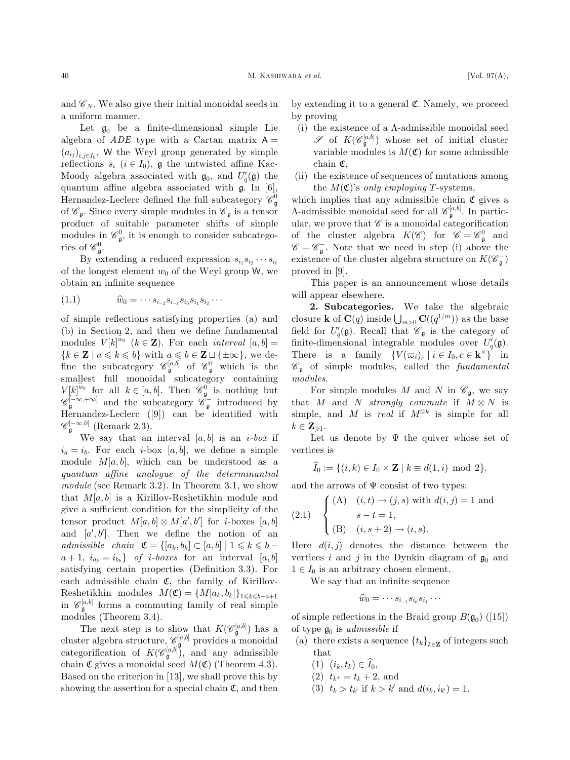and $\mathscr{C}_N$. We also give their initial monoidal seeds in a uniform manner.

Let $\mathfrak{g}_0$ be a finite-dimensional simple Lie algebra of $ADE$ type with a Cartan matrix $\mathsf{A} = (a_{ij})_{i,j \in I_0}$, $\mathsf{W}$ the Weyl group generated by simple reflections $s_i$ $(i \in I_0)$, $\mathfrak{g}$ the untwisted affine Kac-Moody algebra associated with $\mathfrak{g}_0$, and $U_q'(\mathfrak{g})$ the quantum affine algebra associated with $\mathfrak{g}$. In [6], Hernandez-Leclerc defined the full subcategory $\mathscr{C}_{\mathfrak{g}}^0$ of $\mathscr{C}_{\mathfrak{g}}$. Since every simple modules in $\mathscr{C}_{\mathfrak{g}}$ is a tensor product of suitable parameter shifts of simple modules in $\mathscr{C}_{\mathfrak{g}}^0$, it is enough to consider subcategories of $\mathscr{C}_{\mathfrak{g}}^0$.

By extending a reduced expression $s_{i_1} s_{i_2} \cdots s_{i_\ell}$ of the longest element $w_0$ of the Weyl group $\mathsf{W}$, we obtain an infinite sequence

$$\widehat{w}_0 = \cdots s_{i_{-2}} s_{i_{-1}} s_{i_0} s_{i_1} s_{i_2} \cdots \tag{1.1}$$

of simple reflections satisfying properties (a) and (b) in Section 2, and then we define fundamental modules $V[k]^{\widehat{w}_0}$ $(k \in \mathbf{Z})$. For each *interval* $[a,b] = \{k \in \mathbf{Z} \mid a \leqslant k \leqslant b\}$ with $a \leqslant b \in \mathbf{Z} \sqcup \{\pm\infty\}$, we define the subcategory $\mathscr{C}_{\mathfrak{g}}^{[a,b]}$ of $\mathscr{C}_{\mathfrak{g}}^0$ which is the smallest full monoidal subcategory containing $V[k]^{\widehat{w}_0}$ for all $k \in [a,b]$. Then $\mathscr{C}_{\mathfrak{g}}^0$ is nothing but $\mathscr{C}_{\mathfrak{g}}^{[-\infty,+\infty]}$ and the subcategory $\mathscr{C}_{\mathfrak{g}}^-$ introduced by Hernandez-Leclerc ([9]) can be identified with $\mathscr{C}_{\mathfrak{g}}^{[-\infty,0]}$ (Remark 2.3).

We say that an interval $[a,b]$ is an *i-box* if $i_a = i_b$. For each $i$-box $[a,b]$, we define a simple module $M[a,b]$, which can be understood as a *quantum affine analogue of the determinantial module* (see Remark 3.2). In Theorem 3.1, we show that $M[a,b]$ is a Kirillov-Reshetikhin module and give a sufficient condition for the simplicity of the tensor product $M[a,b] \otimes M[a',b']$ for $i$-boxes $[a,b]$ and $[a',b']$. Then we define the notion of an *admissible chain* $\mathfrak{C} = \{[a_k,b_k] \subset [a,b] \mid 1 \leqslant k \leqslant b-a+1,\ i_{a_k} = i_{b_k}\}$ *of i-boxes* for an interval $[a,b]$ satisfying certain properties (Definition 3.3). For each admissible chain $\mathfrak{C}$, the family of Kirillov-Reshetikhin modules $M(\mathfrak{C}) = \{M[a_k,b_k]\}_{1 \leqslant k \leqslant b-a+1}$ in $\mathscr{C}_{\mathfrak{g}}^{[a,b]}$ forms a commuting family of real simple modules (Theorem 3.4).

The next step is to show that $K(\mathscr{C}_{\mathfrak{g}}^{[a,b]})$ has a cluster algebra structure, $\mathscr{C}_{\mathfrak{g}}^{[a,b]}$ provides a monoidal categorification of $K(\mathscr{C}_{\mathfrak{g}}^{[a,b]})$, and any admissible chain $\mathfrak{C}$ gives a monoidal seed $M(\mathfrak{C})$ (Theorem 4.3). Based on the criterion in [13], we shall prove this by showing the assertion for a special chain $\mathfrak{C}$, and then by extending it to a general $\mathfrak{C}$. Namely, we proceed by proving

(i) the existence of a $\Lambda$-admissible monoidal seed $\mathscr{S}$ of $K(\mathscr{C}_{\mathfrak{g}}^{[a,b]})$ whose set of initial cluster variable modules is $M(\mathfrak{C})$ for some admissible chain $\mathfrak{C}$,

(ii) the existence of sequences of mutations among the $M(\mathfrak{C})$'s *only employing* $T$-systems,

which implies that any admissible chain $\mathfrak{C}$ gives a $\Lambda$-admissible monoidal seed for all $\mathscr{C}_{\mathfrak{g}}^{[a,b]}$. In particular, we prove that $\mathscr{C}$ is a monoidal categorification of the cluster algebra $K(\mathscr{C})$ for $\mathscr{C} = \mathscr{C}_{\mathfrak{g}}^0$ and $\mathscr{C} = \mathscr{C}_{\mathfrak{g}}^-$. Note that we need in step (i) above the existence of the cluster algebra structure on $K(\mathscr{C}_{\mathfrak{g}}^-)$ proved in [9].

This paper is an announcement whose details will appear elsewhere.

**2. Subcategories.** We take the algebraic closure $\mathbf{k}$ of $\mathbf{C}(q)$ inside $\bigcup_{m>0} \mathbf{C}((q^{1/m}))$ as the base field for $U_q'(\mathfrak{g})$. Recall that $\mathscr{C}_{\mathfrak{g}}$ is the category of finite-dimensional integrable modules over $U_q'(\mathfrak{g})$. There is a family $\{V(\varpi_i)_c \mid i \in I_0, c \in \mathbf{k}^\times\}$ in $\mathscr{C}_{\mathfrak{g}}$ of simple modules, called the *fundamental modules*.

For simple modules $M$ and $N$ in $\mathscr{C}_{\mathfrak{g}}$, we say that $M$ and $N$ *strongly commute* if $M \otimes N$ is simple, and $M$ is *real* if $M^{\otimes k}$ is simple for all $k \in \mathbf{Z}_{\geqslant 1}$.

Let us denote by $\Psi$ the quiver whose set of vertices is

$$\widehat{I}_0 := \{(i,k) \in I_0 \times \mathbf{Z} \mid k \equiv d(1,i) \bmod 2\}.$$

and the arrows of $\Psi$ consist of two types:

$$\begin{cases} \text{(A)} & (i,t) \to (j,s) \text{ with } d(i,j) = 1 \text{ and } \\ & s - t = 1, \\ \text{(B)} & (i, s+2) \to (i,s). \end{cases} \tag{2.1}$$

Here $d(i,j)$ denotes the distance between the vertices $i$ and $j$ in the Dynkin diagram of $\mathfrak{g}_0$ and $1 \in I_0$ is an arbitrary chosen element.

We say that an infinite sequence

$$\widehat{w}_0 = \cdots s_{i_{-1}} s_{i_0} s_{i_1} \cdots$$

of simple reflections in the Braid group $B(\mathfrak{g}_0)$ ([15]) of type $\mathfrak{g}_0$ is *admissible* if

(a) there exists a sequence $\{t_k\}_{k \in \mathbf{Z}}$ of integers such that
   1. $(i_k, t_k) \in \widehat{I}_0$,
   2. $t_{k^+} = t_k + 2$, and
   3. $t_k > t_{k'}$ if $k > k'$ and $d(i_k, i_{k'}) = 1$.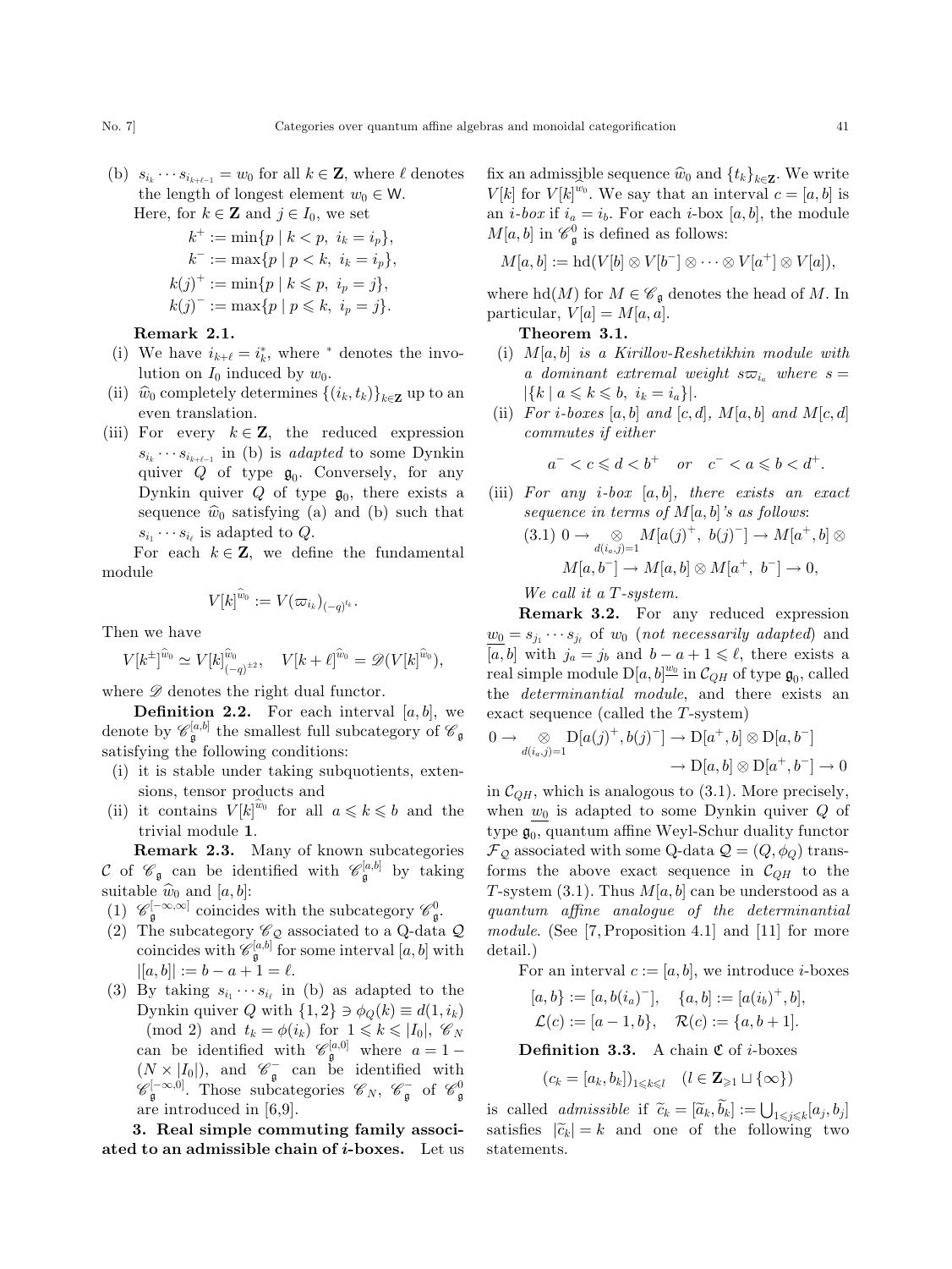(b) $s_{i_k} \cdots s_{i_{k+\ell-1}} = w_0$ for all $k \in \mathbf{Z}$, where $\ell$ denotes the length of longest element $w_0 \in \mathsf{W}$.

Here, for $k \in \mathbf{Z}$ and $j \in I_0$, we set

$$k^+ := \min\{p \mid k < p,\ i_k = i_p\},$$
$$k^- := \max\{p \mid p < k,\ i_k = i_p\},$$
$$k(j)^+ := \min\{p \mid k \leqslant p,\ i_p = j\},$$
$$k(j)^- := \max\{p \mid p \leqslant k,\ i_p = j\}.$$

**Remark 2.1.**

(i) We have $i_{k+\ell} = i_k^*$, where $^*$ denotes the involution on $I_0$ induced by $w_0$.

(ii) $\widehat{w}_0$ completely determines $\{(i_k, t_k)\}_{k\in\mathbf{Z}}$ up to an even translation.

(iii) For every $k \in \mathbf{Z}$, the reduced expression $s_{i_k} \cdots s_{i_{k+\ell-1}}$ in (b) is *adapted* to some Dynkin quiver $Q$ of type $\mathfrak{g}_0$. Conversely, for any Dynkin quiver $Q$ of type $\mathfrak{g}_0$, there exists a sequence $\widehat{w}_0$ satisfying (a) and (b) such that $s_{i_1} \cdots s_{i_\ell}$ is adapted to $Q$.

For each $k \in \mathbf{Z}$, we define the fundamental module

$$V[k]^{\widehat{w}_0} := V(\varpi_{i_k})_{(-q)^{t_k}}.$$

Then we have

$$V[k^{\pm}]^{\widehat{w}_0} \simeq V[k]^{\widehat{w}_0}_{(-q)^{\pm 2}}, \quad V[k+\ell]^{\widehat{w}_0} = \mathscr{D}(V[k]^{\widehat{w}_0}),$$

where $\mathscr{D}$ denotes the right dual functor.

**Definition 2.2.** For each interval $[a, b]$, we denote by $\mathscr{C}_{\mathfrak{g}}^{[a,b]}$ the smallest full subcategory of $\mathscr{C}_{\mathfrak{g}}$ satisfying the following conditions:

(i) it is stable under taking subquotients, extensions, tensor products and

(ii) it contains $V[k]^{\widehat{w}_0}$ for all $a \leqslant k \leqslant b$ and the trivial module $\mathbf{1}$.

**Remark 2.3.** Many of known subcategories $\mathcal{C}$ of $\mathscr{C}_{\mathfrak{g}}$ can be identified with $\mathscr{C}_{\mathfrak{g}}^{[a,b]}$ by taking suitable $\widehat{w}_0$ and $[a, b]$:

(1) $\mathscr{C}_{\mathfrak{g}}^{[-\infty,\infty]}$ coincides with the subcategory $\mathscr{C}_{\mathfrak{g}}^0$.

(2) The subcategory $\mathscr{C}_{\mathcal{Q}}$ associated to a Q-data $\mathcal{Q}$ coincides with $\mathscr{C}_{\mathfrak{g}}^{[a,b]}$ for some interval $[a, b]$ with $|[a, b]| := b - a + 1 = \ell$.

(3) By taking $s_{i_1} \cdots s_{i_\ell}$ in (b) as adapted to the Dynkin quiver $Q$ with $\{1, 2\} \ni \phi_Q(k) \equiv d(1, i_k) \pmod 2$ and $t_k = \phi(i_k)$ for $1 \leqslant k \leqslant |I_0|$, $\mathscr{C}_N$ can be identified with $\mathscr{C}_{\mathfrak{g}}^{[a,0]}$ where $a = 1 - (N \times |I_0|)$, and $\mathscr{C}_{\mathfrak{g}}^-$ can be identified with $\mathscr{C}_{\mathfrak{g}}^{[-\infty,0]}$. Those subcategories $\mathscr{C}_N$, $\mathscr{C}_{\mathfrak{g}}^-$ of $\mathscr{C}_{\mathfrak{g}}^0$ are introduced in [6,9].

**3. Real simple commuting family associated to an admissible chain of *i*-boxes.** Let us fix an admissible sequence $\widehat{w}_0$ and $\{t_k\}_{k\in\mathbf{Z}}$. We write $V[k]$ for $V[k]^{\widehat{w}_0}$. We say that an interval $c = [a, b]$ is an *i-box* if $i_a = i_b$. For each *i*-box $[a, b]$, the module $M[a, b]$ in $\mathscr{C}_{\mathfrak{g}}^0$ is defined as follows:

$$M[a, b] := \mathrm{hd}(V[b] \otimes V[b^-] \otimes \cdots \otimes V[a^+] \otimes V[a]),$$

where $\mathrm{hd}(M)$ for $M \in \mathscr{C}_{\mathfrak{g}}$ denotes the head of $M$. In particular, $V[a] = M[a, a]$.

**Theorem 3.1.**

(i) *$M[a, b]$ is a Kirillov-Reshetikhin module with a dominant extremal weight $s\varpi_{i_a}$ where $s = |\{k \mid a \leqslant k \leqslant b,\ i_k = i_a\}|$.*

(ii) *For i-boxes $[a, b]$ and $[c, d]$, $M[a, b]$ and $M[c, d]$ commutes if either*

$$a^- < c \leqslant d < b^+ \quad or \quad c^- < a \leqslant b < d^+.$$

(iii) *For any i-box $[a, b]$, there exists an exact sequence in terms of $M[a, b]$'s as follows:*

$$(3.1)\ 0 \to \bigotimes_{d(i_a,j)=1} M[a(j)^+,\ b(j)^-] \to M[a^+, b] \otimes M[a, b^-] \to M[a, b] \otimes M[a^+,\ b^-] \to 0,$$

*We call it a T-system.*

**Remark 3.2.** For any reduced expression $\underline{w_0} = s_{j_1} \cdots s_{j_\ell}$ of $w_0$ (*not necessarily adapted*) and $[a, b]$ with $j_a = j_b$ and $b - a + 1 \leqslant \ell$, there exists a real simple module $\mathrm{D}[a, b]^{\underline{w_0}}$ in $\mathcal{C}_{QH}$ of type $\mathfrak{g}_0$, called the *determinantial module*, and there exists an exact sequence (called the *T*-system)

$$0 \to \bigotimes_{d(i_a,j)=1} \mathrm{D}[a(j)^+, b(j)^-] \to \mathrm{D}[a^+, b] \otimes \mathrm{D}[a, b^-] \to \mathrm{D}[a, b] \otimes \mathrm{D}[a^+, b^-] \to 0$$

in $\mathcal{C}_{QH}$, which is analogous to (3.1). More precisely, when $\underline{w_0}$ is adapted to some Dynkin quiver $Q$ of type $\mathfrak{g}_0$, quantum affine Weyl-Schur duality functor $\mathcal{F}_{\mathcal{Q}}$ associated with some Q-data $\mathcal{Q} = (Q, \phi_Q)$ transforms the above exact sequence in $\mathcal{C}_{QH}$ to the *T*-system (3.1). Thus $M[a, b]$ can be understood as a *quantum affine analogue of the determinantial module*. (See [7, Proposition 4.1] and [11] for more detail.)

For an interval $c := [a, b]$, we introduce *i*-boxes

$$[a, b\} := [a, b(i_a)^-], \quad \{a, b] := [a(i_b)^+, b],$$
$$\mathcal{L}(c) := [a - 1, b\}, \quad \mathcal{R}(c) := \{a, b + 1].$$

**Definition 3.3.** A chain $\mathfrak{C}$ of *i*-boxes

$$(c_k = [a_k, b_k])_{1\leqslant k\leqslant l} \quad (l \in \mathbf{Z}_{\geqslant 1} \sqcup \{\infty\})$$

is called *admissible* if $\widetilde{c}_k = [\widetilde{a}_k, \widetilde{b}_k] := \bigcup_{1\leqslant j\leqslant k} [a_j, b_j]$ satisfies $|\widetilde{c}_k| = k$ and one of the following two statements.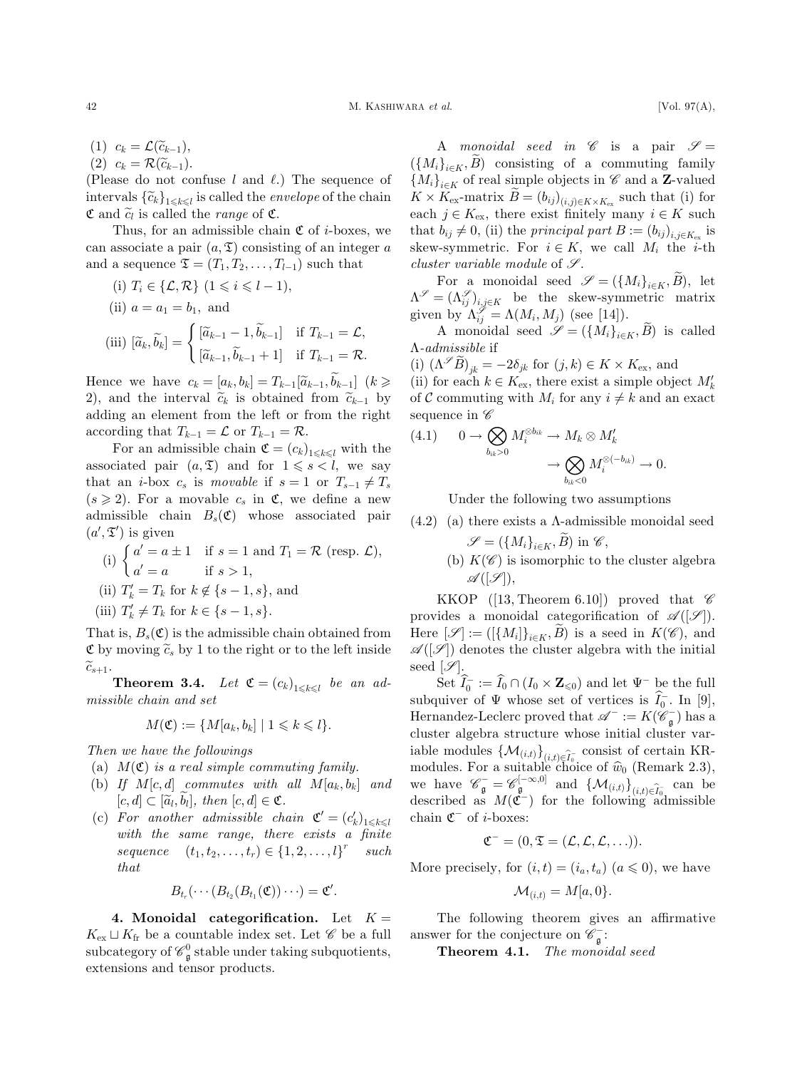(1) $c_k = \mathcal{L}(\widetilde{c}_{k-1})$,

(2) $c_k = \mathcal{R}(\widetilde{c}_{k-1})$.

(Please do not confuse $l$ and $\ell$.) The sequence of intervals $\{\widetilde{c}_k\}_{1 \leqslant k \leqslant l}$ is called the *envelope* of the chain $\mathfrak{C}$ and $\widetilde{c}_l$ is called the *range* of $\mathfrak{C}$.

Thus, for an admissible chain $\mathfrak{C}$ of $i$-boxes, we can associate a pair $(a, \mathfrak{T})$ consisting of an integer $a$ and a sequence $\mathfrak{T} = (T_1, T_2, \ldots, T_{l-1})$ such that

(i) $T_i \in \{\mathcal{L}, \mathcal{R}\}$ $(1 \leqslant i \leqslant l-1)$,

(ii) $a = a_1 = b_1$, and

(iii) $[\widetilde{a}_k, \widetilde{b}_k] = \begin{cases} [\widetilde{a}_{k-1} - 1, \widetilde{b}_{k-1}] & \text{if } T_{k-1} = \mathcal{L}, \\ [\widetilde{a}_{k-1}, \widetilde{b}_{k-1} + 1] & \text{if } T_{k-1} = \mathcal{R}. \end{cases}$

Hence we have $c_k = [a_k, b_k] = T_{k-1}[\widetilde{a}_{k-1}, \widetilde{b}_{k-1}]$ $(k \geqslant 2)$, and the interval $\widetilde{c}_k$ is obtained from $\widetilde{c}_{k-1}$ by adding an element from the left or from the right according that $T_{k-1} = \mathcal{L}$ or $T_{k-1} = \mathcal{R}$.

For an admissible chain $\mathfrak{C} = (c_k)_{1 \leqslant k \leqslant l}$ with the associated pair $(a, \mathfrak{T})$ and for $1 \leqslant s < l$, we say that an $i$-box $c_s$ is *movable* if $s = 1$ or $T_{s-1} \neq T_s$ $(s \geqslant 2)$. For a movable $c_s$ in $\mathfrak{C}$, we define a new admissible chain $B_s(\mathfrak{C})$ whose associated pair $(a', \mathfrak{T}')$ is given

(i) $\begin{cases} a' = a \pm 1 & \text{if } s = 1 \text{ and } T_1 = \mathcal{R} \text{ (resp. } \mathcal{L}), \\ a' = a & \text{if } s > 1, \end{cases}$

(ii) $T'_k = T_k$ for $k \notin \{s-1, s\}$, and

(iii) $T'_k \neq T_k$ for $k \in \{s-1, s\}$.

That is, $B_s(\mathfrak{C})$ is the admissible chain obtained from $\mathfrak{C}$ by moving $\widetilde{c}_s$ by 1 to the right or to the left inside $\widetilde{c}_{s+1}$.

**Theorem 3.4.** *Let $\mathfrak{C} = (c_k)_{1 \leqslant k \leqslant l}$ be an admissible chain and set*

$$M(\mathfrak{C}) := \{M[a_k, b_k] \mid 1 \leqslant k \leqslant l\}.$$

*Then we have the followings*

(a) *$M(\mathfrak{C})$ is a real simple commuting family.*

(b) *If $M[c, d]$ commutes with all $M[a_k, b_k]$ and $[c, d] \subset [\widetilde{a}_l, \widetilde{b}_l]$, then $[c, d] \in \mathfrak{C}$.*

(c) *For another admissible chain $\mathfrak{C}' = (c'_k)_{1 \leqslant k \leqslant l}$ with the same range, there exists a finite sequence $(t_1, t_2, \ldots, t_r) \in \{1, 2, \ldots, l\}^r$ such that*

$$B_{t_r}(\cdots(B_{t_2}(B_{t_1}(\mathfrak{C}))\cdots) = \mathfrak{C}'.$$

**4. Monoidal categorification.** Let $K = K_{\mathrm{ex}} \sqcup K_{\mathrm{fr}}$ be a countable index set. Let $\mathscr{C}$ be a full subcategory of $\mathscr{C}^0_{\mathfrak{g}}$ stable under taking subquotients, extensions and tensor products.

A *monoidal seed in $\mathscr{C}$* is a pair $\mathscr{S} = (\{M_i\}_{i \in K}, \widetilde{B})$ consisting of a commuting family $\{M_i\}_{i \in K}$ of real simple objects in $\mathscr{C}$ and a $\mathbf{Z}$-valued $K \times K_{\mathrm{ex}}$-matrix $\widetilde{B} = (b_{ij})_{(i,j) \in K \times K_{\mathrm{ex}}}$ such that (i) for each $j \in K_{\mathrm{ex}}$, there exist finitely many $i \in K$ such that $b_{ij} \neq 0$, (ii) the *principal part* $B := (b_{ij})_{i,j \in K_{\mathrm{ex}}}$ is skew-symmetric. For $i \in K$, we call $M_i$ the $i$-th *cluster variable module* of $\mathscr{S}$.

For a monoidal seed $\mathscr{S} = (\{M_i\}_{i \in K}, \widetilde{B})$, let $\Lambda^{\mathscr{S}} = (\Lambda^{\mathscr{S}}_{ij})_{i,j \in K}$ be the skew-symmetric matrix given by $\Lambda^{\mathscr{S}}_{ij} = \Lambda(M_i, M_j)$ (see [14]).

A monoidal seed $\mathscr{S} = (\{M_i\}_{i \in K}, \widetilde{B})$ is called *$\Lambda$-admissible* if

(i) $(\Lambda^{\mathscr{S}} \widetilde{B})_{jk} = -2\delta_{jk}$ for $(j, k) \in K \times K_{\mathrm{ex}}$, and

(ii) for each $k \in K_{\mathrm{ex}}$, there exist a simple object $M'_k$ of $\mathcal{C}$ commuting with $M_i$ for any $i \neq k$ and an exact sequence in $\mathscr{C}$

$$(4.1) \qquad 0 \to \bigotimes_{b_{ik} > 0} M_i^{\otimes b_{ik}} \to M_k \otimes M'_k \to \bigotimes_{b_{ik} < 0} M_i^{\otimes(-b_{ik})} \to 0.$$

Under the following two assumptions

(4.2) (a) there exists a $\Lambda$-admissible monoidal seed $\mathscr{S} = (\{M_i\}_{i \in K}, \widetilde{B})$ in $\mathscr{C}$,

(b) $K(\mathscr{C})$ is isomorphic to the cluster algebra $\mathscr{A}([\mathscr{S}])$,

KKOP ([13, Theorem 6.10]) proved that $\mathscr{C}$ provides a monoidal categorification of $\mathscr{A}([\mathscr{S}])$. Here $[\mathscr{S}] := (\{[M_i]\}_{i \in K}, \widetilde{B})$ is a seed in $K(\mathscr{C})$, and $\mathscr{A}([\mathscr{S}])$ denotes the cluster algebra with the initial seed $[\mathscr{S}]$.

Set $\widehat{I}_0^- := \widehat{I}_0 \cap (I_0 \times \mathbf{Z}_{\leqslant 0})$ and let $\Psi^-$ be the full subquiver of $\Psi$ whose set of vertices is $\widehat{I}_0^-$. In [9], Hernandez-Leclerc proved that $\mathscr{A}^- := K(\mathscr{C}^-_{\mathfrak{g}})$ has a cluster algebra structure whose initial cluster variable modules $\{\mathcal{M}_{(i,t)}\}_{(i,t) \in \widehat{I}_0^-}$ consist of certain KR-modules. For a suitable choice of $\widehat{w}_0$ (Remark 2.3), we have $\mathscr{C}^-_{\mathfrak{g}} = \mathscr{C}^{[-\infty, 0]}_{\mathfrak{g}}$ and $\{\mathcal{M}_{(i,t)}\}_{(i,t) \in \widehat{I}_0}$ can be described as $M(\mathfrak{C}^-)$ for the following admissible chain $\mathfrak{C}^-$ of $i$-boxes:

$$\mathfrak{C}^- = (0, \mathfrak{T} = (\mathcal{L}, \mathcal{L}, \mathcal{L}, \ldots)).$$

More precisely, for $(i, t) = (i_a, t_a)$ $(a \leqslant 0)$, we have

$$\mathcal{M}_{(i,t)} = M[a, 0].$$

The following theorem gives an affirmative answer for the conjecture on $\mathscr{C}^-_{\mathfrak{g}}$:

**Theorem 4.1.** *The monoidal seed*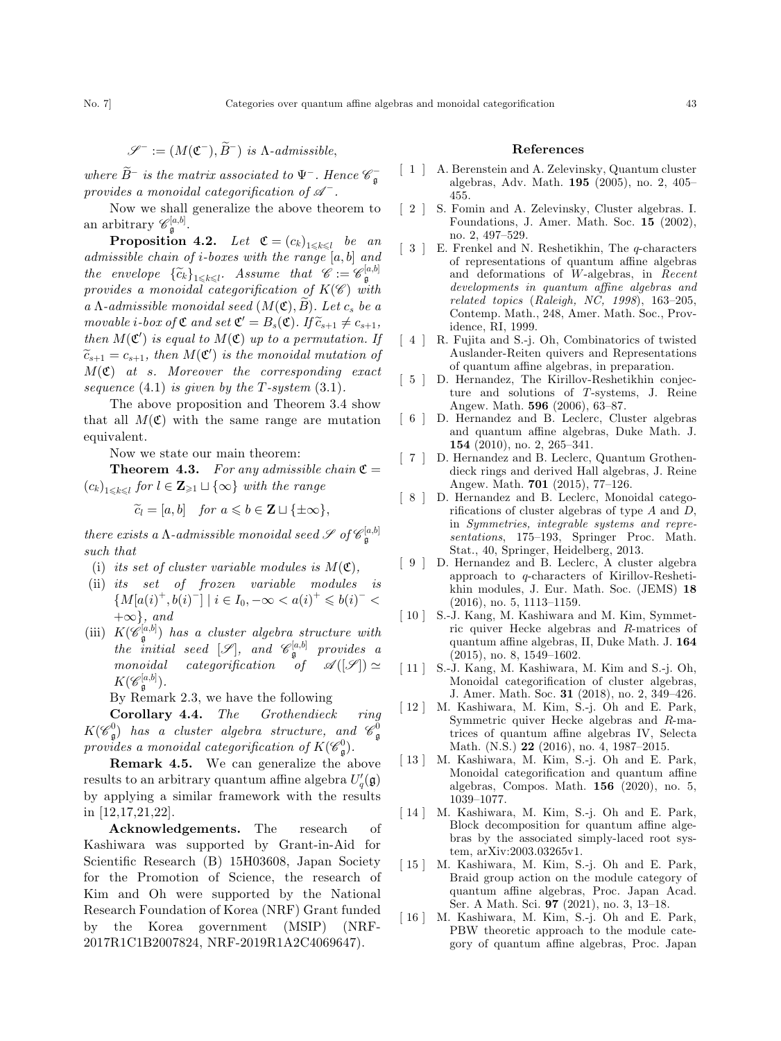$$\mathscr{S}^- := (M(\mathfrak{C}^-), \widetilde{B}^-) \text{ is } \Lambda\text{-admissible},$$

*where* $\widetilde{B}^-$ *is the matrix associated to* $\Psi^-$. *Hence* $\mathscr{C}_{\mathfrak{g}}^-$ *provides a monoidal categorification of* $\mathscr{A}^-$.

Now we shall generalize the above theorem to an arbitrary $\mathscr{C}_{\mathfrak{g}}^{[a,b]}$.

**Proposition 4.2.** *Let* $\mathfrak{C} = (c_k)_{1 \leqslant k \leqslant l}$ *be an admissible chain of i-boxes with the range* $[a, b]$ *and the envelope* $\{\widetilde{c}_k\}_{1 \leqslant k \leqslant l}$. *Assume that* $\mathscr{C} := \mathscr{C}_{\mathfrak{g}}^{[a,b]}$ *provides a monoidal categorification of* $K(\mathscr{C})$ *with a* $\Lambda$*-admissible monoidal seed* $(M(\mathfrak{C}), \widetilde{B})$. *Let* $c_s$ *be a movable i-box of* $\mathfrak{C}$ *and set* $\mathfrak{C}' = B_s(\mathfrak{C})$. *If* $\widetilde{c}_{s+1} \neq c_{s+1}$, *then* $M(\mathfrak{C}')$ *is equal to* $M(\mathfrak{C})$ *up to a permutation. If* $\widetilde{c}_{s+1} = c_{s+1}$, *then* $M(\mathfrak{C}')$ *is the monoidal mutation of* $M(\mathfrak{C})$ *at* $s$. *Moreover the corresponding exact sequence* (4.1) *is given by the* $T$*-system* (3.1).

The above proposition and Theorem 3.4 show that all $M(\mathfrak{C})$ with the same range are mutation equivalent.

Now we state our main theorem:

**Theorem 4.3.** *For any admissible chain* $\mathfrak{C} = (c_k)_{1 \leqslant k \leqslant l}$ *for* $l \in \mathbf{Z}_{\geqslant 1} \sqcup \{\infty\}$ *with the range*

$$\widetilde{c}_l = [a, b] \quad \text{for } a \leqslant b \in \mathbf{Z} \sqcup \{\pm\infty\},$$

*there exists a* $\Lambda$*-admissible monoidal seed* $\mathscr{S}$ *of* $\mathscr{C}_{\mathfrak{g}}^{[a,b]}$ *such that*

(i) *its set of cluster variable modules is* $M(\mathfrak{C})$,

(ii) *its set of frozen variable modules is* $\{M[a(i)^+, b(i)^-] \mid i \in I_0, -\infty < a(i)^+ \leqslant b(i)^- < +\infty\}$, *and*

(iii) $K(\mathscr{C}_{\mathfrak{g}}^{[a,b]})$ *has a cluster algebra structure with the initial seed* $[\mathscr{S}]$, *and* $\mathscr{C}_{\mathfrak{g}}^{[a,b]}$ *provides a monoidal categorification of* $\mathscr{A}([\mathscr{S}]) \simeq K(\mathscr{C}_{\mathfrak{g}}^{[a,b]})$.

By Remark 2.3, we have the following

**Corollary 4.4.** *The Grothendieck ring* $K(\mathscr{C}_{\mathfrak{g}}^0)$ *has a cluster algebra structure, and* $\mathscr{C}_{\mathfrak{g}}^0$ *provides a monoidal categorification of* $K(\mathscr{C}_{\mathfrak{g}}^0)$.

**Remark 4.5.** We can generalize the above results to an arbitrary quantum affine algebra $U_q'(\mathfrak{g})$ by applying a similar framework with the results in [12,17,21,22].

**Acknowledgements.** The research of Kashiwara was supported by Grant-in-Aid for Scientific Research (B) 15H03608, Japan Society for the Promotion of Science, the research of Kim and Oh were supported by the National Research Foundation of Korea (NRF) Grant funded by the Korea government (MSIP) (NRF-2017R1C1B2007824, NRF-2019R1A2C4069647).

## References

[ 1 ] A. Berenstein and A. Zelevinsky, Quantum cluster algebras, Adv. Math. **195** (2005), no. 2, 405–455.

[ 2 ] S. Fomin and A. Zelevinsky, Cluster algebras. I. Foundations, J. Amer. Math. Soc. **15** (2002), no. 2, 497–529.

[ 3 ] E. Frenkel and N. Reshetikhin, The $q$-characters of representations of quantum affine algebras and deformations of $W$-algebras, in *Recent developments in quantum affine algebras and related topics* (*Raleigh, NC, 1998*), 163–205, Contemp. Math., 248, Amer. Math. Soc., Providence, RI, 1999.

[ 4 ] R. Fujita and S.-j. Oh, Combinatorics of twisted Auslander-Reiten quivers and Representations of quantum affine algebras, in preparation.

[ 5 ] D. Hernandez, The Kirillov-Reshetikhin conjecture and solutions of $T$-systems, J. Reine Angew. Math. **596** (2006), 63–87.

[ 6 ] D. Hernandez and B. Leclerc, Cluster algebras and quantum affine algebras, Duke Math. J. **154** (2010), no. 2, 265–341.

[ 7 ] D. Hernandez and B. Leclerc, Quantum Grothendieck rings and derived Hall algebras, J. Reine Angew. Math. **701** (2015), 77–126.

[ 8 ] D. Hernandez and B. Leclerc, Monoidal categorifications of cluster algebras of type $A$ and $D$, in *Symmetries, integrable systems and representations*, 175–193, Springer Proc. Math. Stat., 40, Springer, Heidelberg, 2013.

[ 9 ] D. Hernandez and B. Leclerc, A cluster algebra approach to $q$-characters of Kirillov-Reshetikhin modules, J. Eur. Math. Soc. (JEMS) **18** (2016), no. 5, 1113–1159.

[ 10 ] S.-J. Kang, M. Kashiwara and M. Kim, Symmetric quiver Hecke algebras and $R$-matrices of quantum affine algebras, II, Duke Math. J. **164** (2015), no. 8, 1549–1602.

[ 11 ] S.-J. Kang, M. Kashiwara, M. Kim and S.-j. Oh, Monoidal categorification of cluster algebras, J. Amer. Math. Soc. **31** (2018), no. 2, 349–426.

[ 12 ] M. Kashiwara, M. Kim, S.-j. Oh and E. Park, Symmetric quiver Hecke algebras and $R$-matrices of quantum affine algebras IV, Selecta Math. (N.S.) **22** (2016), no. 4, 1987–2015.

[ 13 ] M. Kashiwara, M. Kim, S.-j. Oh and E. Park, Monoidal categorification and quantum affine algebras, Compos. Math. **156** (2020), no. 5, 1039–1077.

[ 14 ] M. Kashiwara, M. Kim, S.-j. Oh and E. Park, Block decomposition for quantum affine algebras by the associated simply-laced root system, arXiv:2003.03265v1.

[ 15 ] M. Kashiwara, M. Kim, S.-j. Oh and E. Park, Braid group action on the module category of quantum affine algebras, Proc. Japan Acad. Ser. A Math. Sci. **97** (2021), no. 3, 13–18.

[ 16 ] M. Kashiwara, M. Kim, S.-j. Oh and E. Park, PBW theoretic approach to the module category of quantum affine algebras, Proc. Japan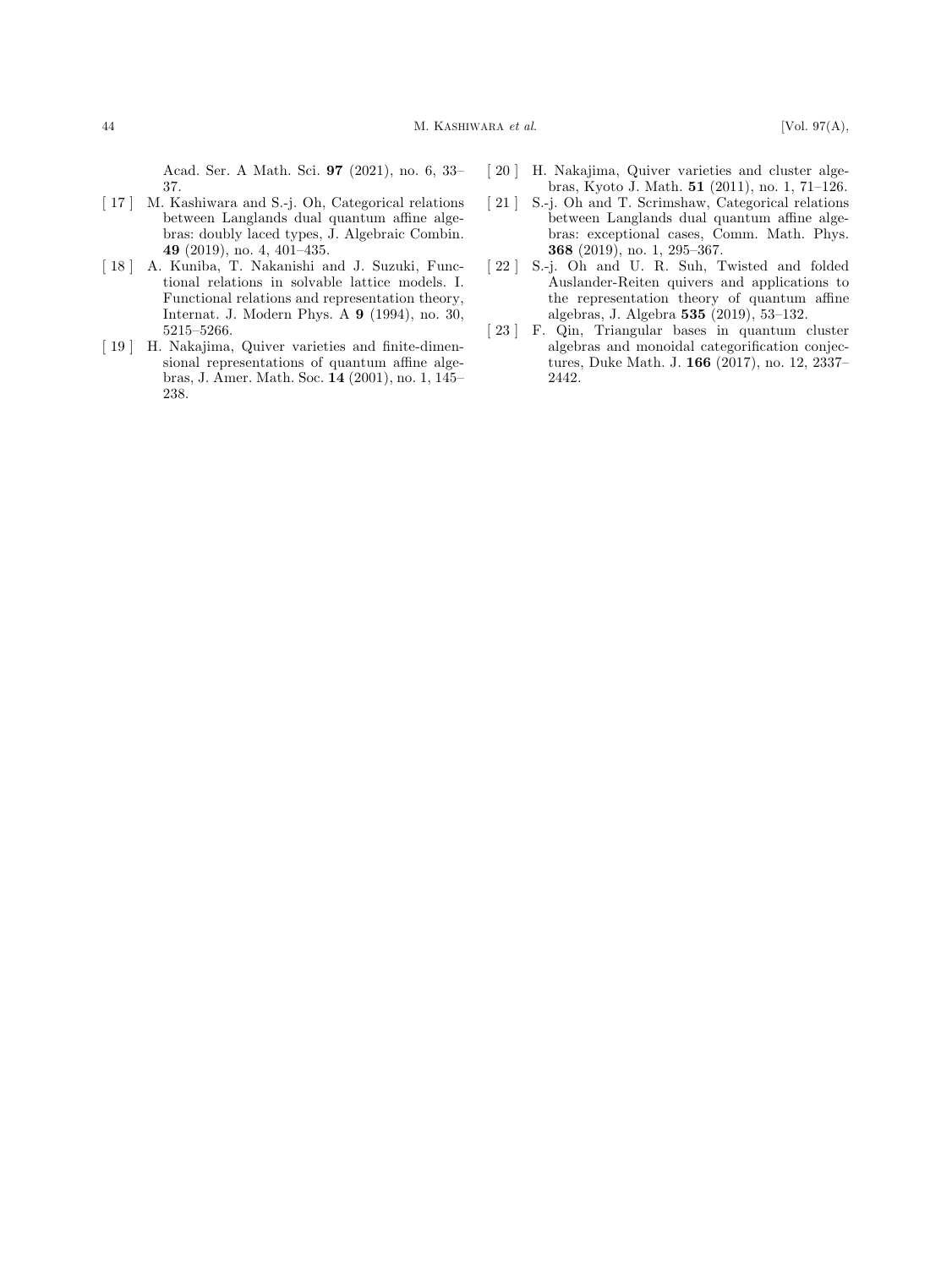Acad. Ser. A Math. Sci. **97** (2021), no. 6, 33–37.

[ 17 ] M. Kashiwara and S.-j. Oh, Categorical relations between Langlands dual quantum affine algebras: doubly laced types, J. Algebraic Combin. **49** (2019), no. 4, 401–435.

[ 18 ] A. Kuniba, T. Nakanishi and J. Suzuki, Functional relations in solvable lattice models. I. Functional relations and representation theory, Internat. J. Modern Phys. A **9** (1994), no. 30, 5215–5266.

[ 19 ] H. Nakajima, Quiver varieties and finite-dimensional representations of quantum affine algebras, J. Amer. Math. Soc. **14** (2001), no. 1, 145–238.

[ 20 ] H. Nakajima, Quiver varieties and cluster algebras, Kyoto J. Math. **51** (2011), no. 1, 71–126.

[ 21 ] S.-j. Oh and T. Scrimshaw, Categorical relations between Langlands dual quantum affine algebras: exceptional cases, Comm. Math. Phys. **368** (2019), no. 1, 295–367.

[ 22 ] S.-j. Oh and U. R. Suh, Twisted and folded Auslander-Reiten quivers and applications to the representation theory of quantum affine algebras, J. Algebra **535** (2019), 53–132.

[ 23 ] F. Qin, Triangular bases in quantum cluster algebras and monoidal categorification conjectures, Duke Math. J. **166** (2017), no. 12, 2337–2442.